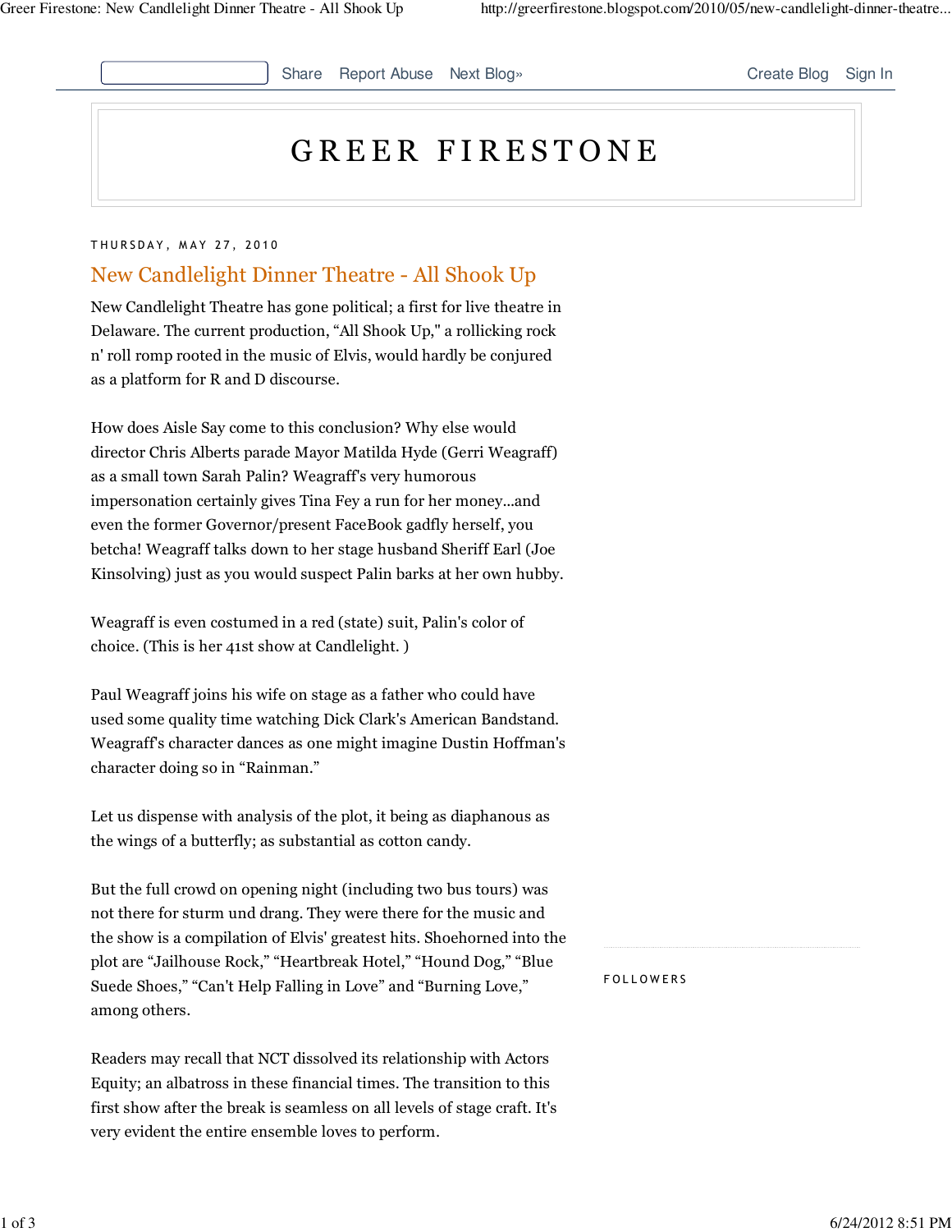# GREER FIRESTONE

THURSDAY, MAY 27, 2010

## New Candlelight Dinner Theatre - All Shook Up

New Candlelight Theatre has gone political; a first for live theatre in Delaware. The current production, “All Shook Up," a rollicking rock n' roll romp rooted in the music of Elvis, would hardly be conjured as a platform for R and D discourse.

How does Aisle Say come to this conclusion? Why else would director Chris Alberts parade Mayor Matilda Hyde (Gerri Weagraff) as a small town Sarah Palin? Weagraff's very humorous impersonation certainly gives Tina Fey a run for her money...and even the former Governor/present FaceBook gadfly herself, you betcha! Weagraff talks down to her stage husband Sheriff Earl (Joe Kinsolving) just as you would suspect Palin barks at her own hubby.

Weagraff is even costumed in a red (state) suit, Palin's color of choice. (This is her 41st show at Candlelight. )

Paul Weagraff joins his wife on stage as a father who could have used some quality time watching Dick Clark's American Bandstand. Weagraff's character dances as one might imagine Dustin Hoffman's character doing so in “Rainman.”

Let us dispense with analysis of the plot, it being as diaphanous as the wings of a butterfly; as substantial as cotton candy.

But the full crowd on opening night (including two bus tours) was not there for sturm und drang. They were there for the music and the show is a compilation of Elvis' greatest hits. Shoehorned into the plot are “Jailhouse Rock,” “Heartbreak Hotel,” “Hound Dog,” “Blue Suede Shoes,” “Can't Help Falling in Love” and “Burning Love,” among others.

Readers may recall that NCT dissolved its relationship with Actors Equity; an albatross in these financial times. The transition to this first show after the break is seamless on all levels of stage craft. It's very evident the entire ensemble loves to perform.

FOLLOWERS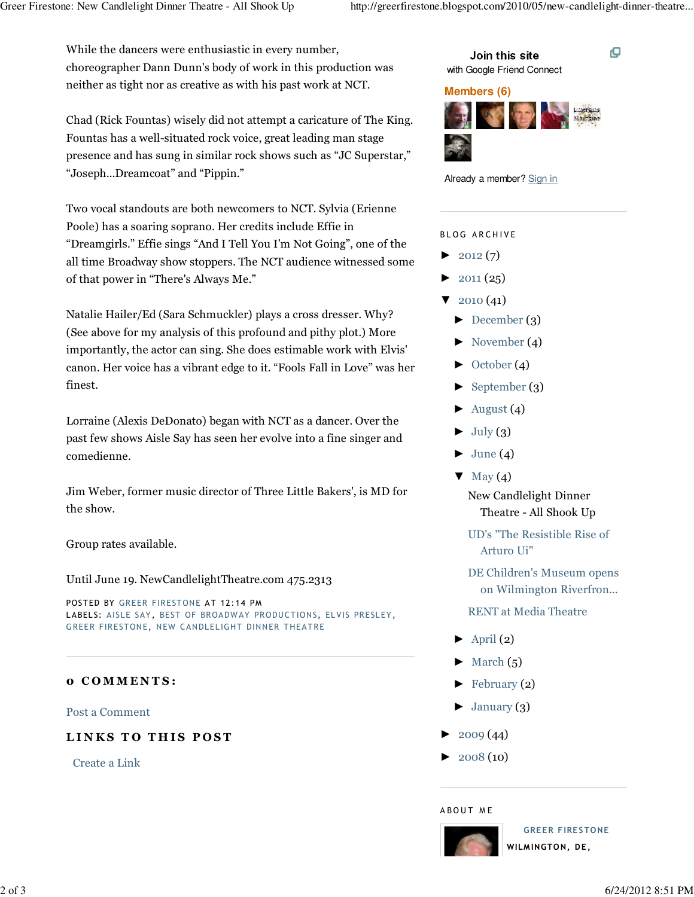While the dancers were enthusiastic in every number, choreographer Dann Dunn's body of work in this production was neither as tight nor as creative as with his past work at NCT.

Chad (Rick Fountas) wisely did not attempt a caricature of The King. Fountas has a well-situated rock voice, great leading man stage presence and has sung in similar rock shows such as "JC Superstar," "Joseph...Dreamcoat" and "Pippin."

Two vocal standouts are both newcomers to NCT. Sylvia (Erienne Poole) has a soaring soprano. Her credits include Effie in "Dreamgirls." Effie sings "And I Tell You I'm Not Going", one of the all time Broadway show stoppers. The NCT audience witnessed some of that power in "There's Always Me."

Natalie Hailer/Ed (Sara Schmuckler) plays a cross dresser. Why? (See above for my analysis of this profound and pithy plot.) More importantly, the actor can sing. She does estimable work with Elvis' canon. Her voice has a vibrant edge to it. "Fools Fall in Love" was her finest.

Lorraine (Alexis DeDonato) began with NCT as a dancer. Over the past few shows Aisle Say has seen her evolve into a fine singer and comedienne.

Jim Weber, former music director of Three Little Bakers', is MD for the show.

Group rates available.

Until June 19. NewCandlelightTheatre.com 475.2313

POSTED BY GREER FIRESTONE AT 12:14 PM
LABELS: AISLE SAY, BEST OF BROADWAY PRODUCTIONS, ELVIS PRESLEY, GREER FIRESTONE, NEW CANDLELIGHT DINNER THEATRE

## 0 COMMENTS:

Post a Comment

## LINKS TO THIS POST

Create a Link

---

**Join this site**
with Google Friend Connect

**Members (6)**

Already a member? Sign in

### BLOG ARCHIVE

- ► 2012 (7)
- ► 2011 (25)
- ▼ 2010 (41)
  - ► December (3)
  - ► November (4)
  - ► October (4)
  - ► September (3)
  - ► August (4)
  - ► July (3)
  - ► June (4)
  - ▼ May (4)
    - New Candlelight Dinner Theatre - All Shook Up
    - UD's "The Resistible Rise of Arturo Ui"
    - DE Children's Museum opens on Wilmington Riverfron...
    - RENT at Media Theatre
  - ► April (2)
  - ► March (5)
  - ► February (2)
  - ► January (3)
- ► 2009 (44)
- ► 2008 (10)

### ABOUT ME

GREER FIRESTONE
WILMINGTON, DE,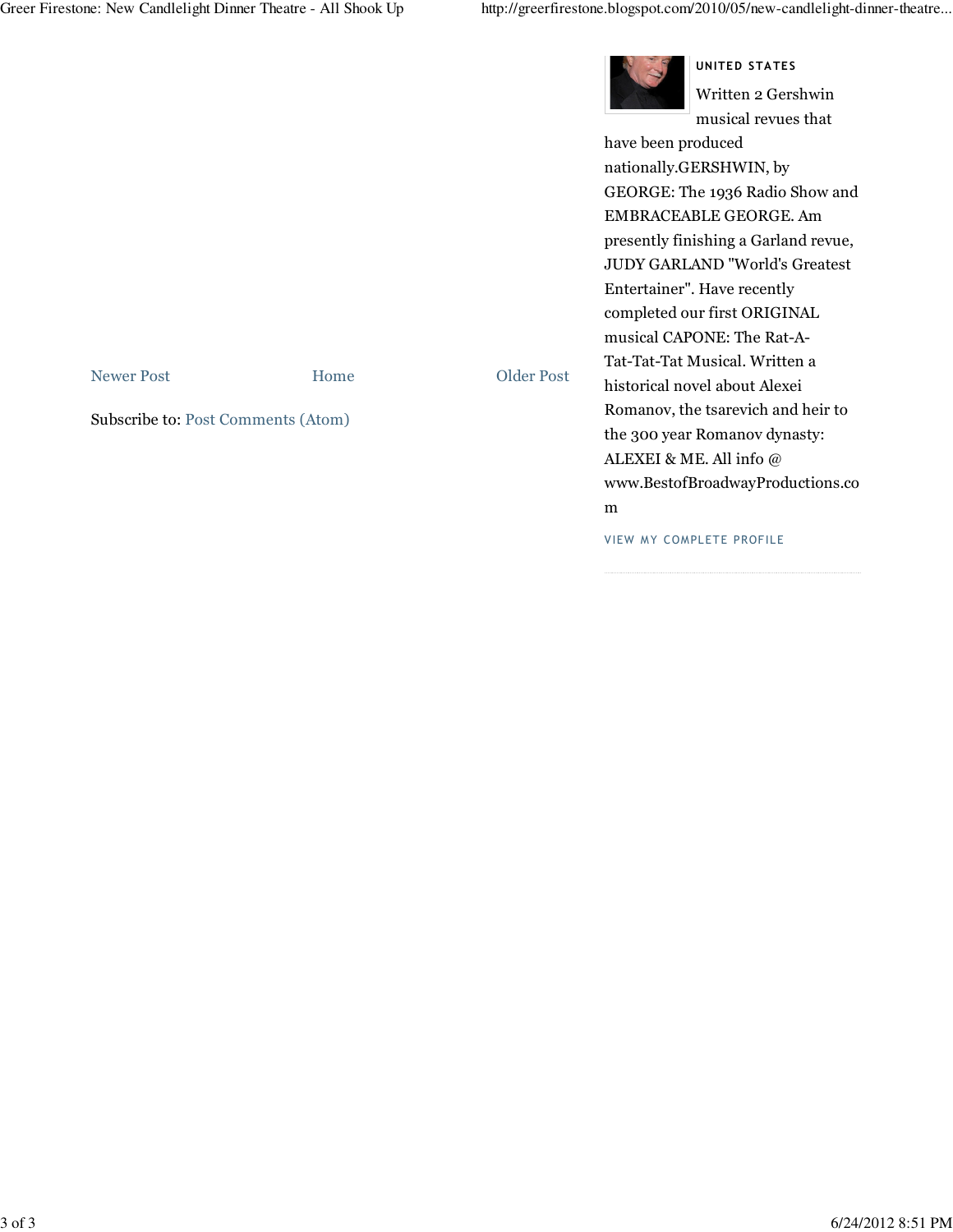Newer Post Home Older Post

Subscribe to: Post Comments (Atom)

UNITED STATES

Written 2 Gershwin musical revues that have been produced nationally.GERSHWIN, by GEORGE: The 1936 Radio Show and EMBRACEABLE GEORGE. Am presently finishing a Garland revue, JUDY GARLAND "World's Greatest Entertainer". Have recently completed our first ORIGINAL musical CAPONE: The Rat-A-Tat-Tat-Tat Musical. Written a historical novel about Alexei Romanov, the tsarevich and heir to the 300 year Romanov dynasty: ALEXEI & ME. All info @ www.BestofBroadwayProductions.com

VIEW MY COMPLETE PROFILE